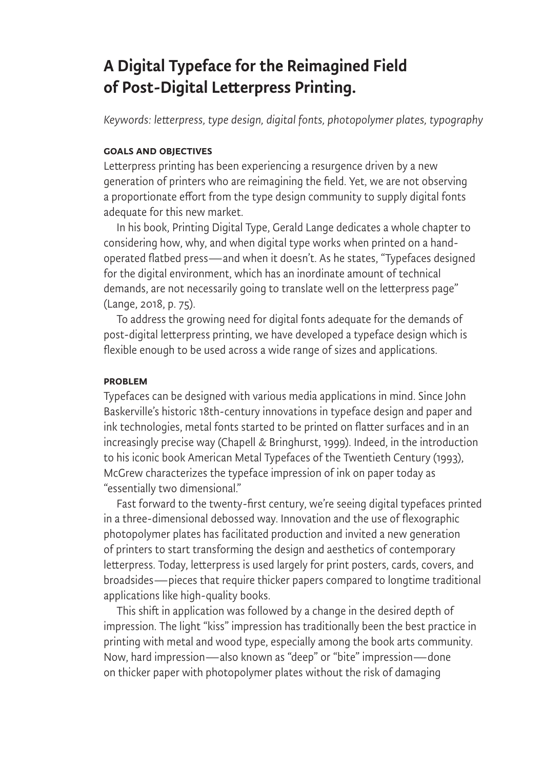# A Digital Typeface for the Reimagined Field of Post-Digital Letterpress Printing.

*Keywords: letterpress, type design, digital fonts, photopolymer plates, typography*

## GOALS AND OBJECTIVES

Letterpress printing has been experiencing a resurgence driven by a new generation of printers who are reimagining the field. Yet, we are not observing a proportionate effort from the type design community to supply digital fonts adequate for this new market.

In his book, Printing Digital Type, Gerald Lange dedicates a whole chapter to considering how, why, and when digital type works when printed on a hand-operated flatbed press—and when it doesn't. As he states, "Typefaces designed for the digital environment, which has an inordinate amount of technical demands, are not necessarily going to translate well on the letterpress page" (Lange, 2018, p. 75).

To address the growing need for digital fonts adequate for the demands of post-digital letterpress printing, we have developed a typeface design which is flexible enough to be used across a wide range of sizes and applications.

## PROBLEM

Typefaces can be designed with various media applications in mind. Since John Baskerville's historic 18th-century innovations in typeface design and paper and ink technologies, metal fonts started to be printed on flatter surfaces and in an increasingly precise way (Chapell & Bringhurst, 1999). Indeed, in the introduction to his iconic book American Metal Typefaces of the Twentieth Century (1993), McGrew characterizes the typeface impression of ink on paper today as "essentially two dimensional."

Fast forward to the twenty-first century, we're seeing digital typefaces printed in a three-dimensional debossed way. Innovation and the use of flexographic photopolymer plates has facilitated production and invited a new generation of printers to start transforming the design and aesthetics of contemporary letterpress. Today, letterpress is used largely for print posters, cards, covers, and broadsides—pieces that require thicker papers compared to longtime traditional applications like high-quality books.

This shift in application was followed by a change in the desired depth of impression. The light "kiss" impression has traditionally been the best practice in printing with metal and wood type, especially among the book arts community. Now, hard impression—also known as "deep" or "bite" impression—done on thicker paper with photopolymer plates without the risk of damaging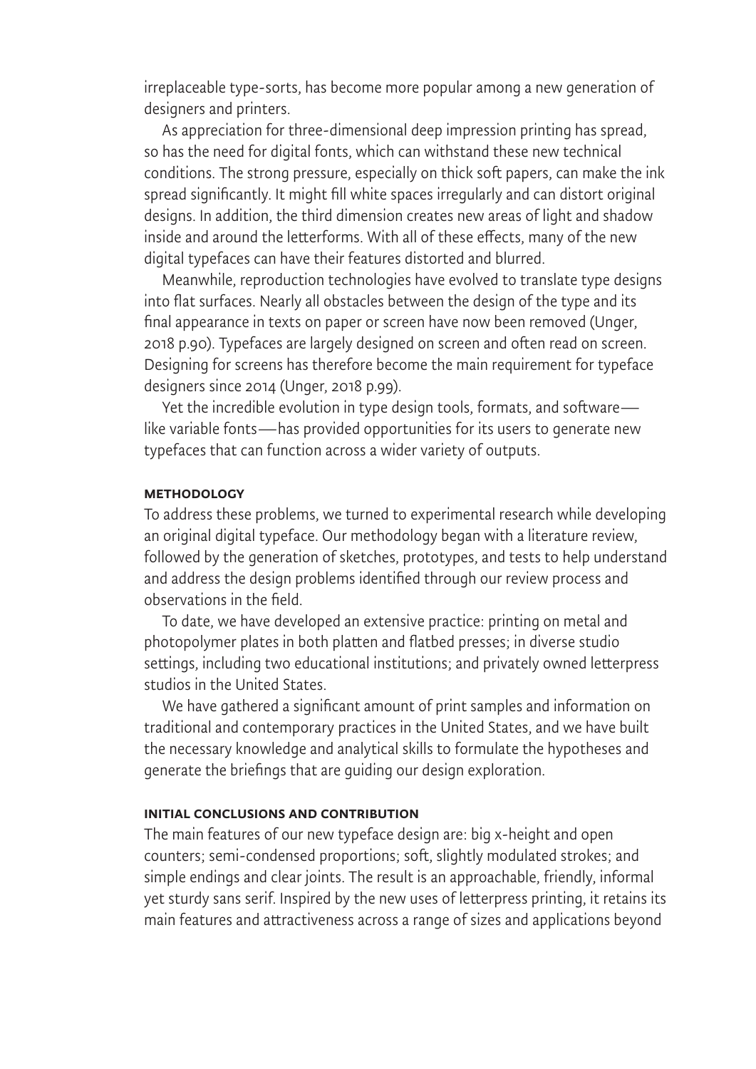irreplaceable type-sorts, has become more popular among a new generation of designers and printers.

As appreciation for three-dimensional deep impression printing has spread, so has the need for digital fonts, which can withstand these new technical conditions. The strong pressure, especially on thick soft papers, can make the ink spread significantly. It might fill white spaces irregularly and can distort original designs. In addition, the third dimension creates new areas of light and shadow inside and around the letterforms. With all of these effects, many of the new digital typefaces can have their features distorted and blurred.

Meanwhile, reproduction technologies have evolved to translate type designs into flat surfaces. Nearly all obstacles between the design of the type and its final appearance in texts on paper or screen have now been removed (Unger, 2018 p.90). Typefaces are largely designed on screen and often read on screen. Designing for screens has therefore become the main requirement for typeface designers since 2014 (Unger, 2018 p.99).

Yet the incredible evolution in type design tools, formats, and software—like variable fonts—has provided opportunities for its users to generate new typefaces that can function across a wider variety of outputs.

### METHODOLOGY

To address these problems, we turned to experimental research while developing an original digital typeface. Our methodology began with a literature review, followed by the generation of sketches, prototypes, and tests to help understand and address the design problems identified through our review process and observations in the field.

To date, we have developed an extensive practice: printing on metal and photopolymer plates in both platten and flatbed presses; in diverse studio settings, including two educational institutions; and privately owned letterpress studios in the United States.

We have gathered a significant amount of print samples and information on traditional and contemporary practices in the United States, and we have built the necessary knowledge and analytical skills to formulate the hypotheses and generate the briefings that are guiding our design exploration.

### INITIAL CONCLUSIONS AND CONTRIBUTION

The main features of our new typeface design are: big x-height and open counters; semi-condensed proportions; soft, slightly modulated strokes; and simple endings and clear joints. The result is an approachable, friendly, informal yet sturdy sans serif. Inspired by the new uses of letterpress printing, it retains its main features and attractiveness across a range of sizes and applications beyond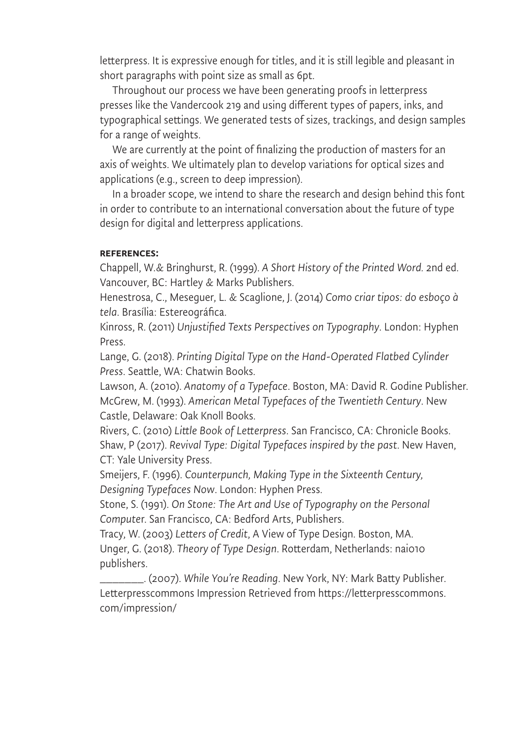letterpress. It is expressive enough for titles, and it is still legible and pleasant in short paragraphs with point size as small as 6pt.

Throughout our process we have been generating proofs in letterpress presses like the Vandercook 219 and using different types of papers, inks, and typographical settings. We generated tests of sizes, trackings, and design samples for a range of weights.

We are currently at the point of finalizing the production of masters for an axis of weights. We ultimately plan to develop variations for optical sizes and applications (e.g., screen to deep impression).

In a broader scope, we intend to share the research and design behind this font in order to contribute to an international conversation about the future of type design for digital and letterpress applications.

**REFERENCES:**

Chappell, W.& Bringhurst, R. (1999). *A Short History of the Printed Word.* 2nd ed. Vancouver, BC: Hartley & Marks Publishers.

Henestrosa, C., Meseguer, L. & Scaglione, J. (2014) *Como criar tipos: do esboço à tela*. Brasília: Estereográfica.

Kinross, R. (2011) *Unjustified Texts Perspectives on Typography*. London: Hyphen Press.

Lange, G. (2018). *Printing Digital Type on the Hand-Operated Flatbed Cylinder Press*. Seattle, WA: Chatwin Books.

Lawson, A. (2010). *Anatomy of a Typeface*. Boston, MA: David R. Godine Publisher.

McGrew, M. (1993). *American Metal Typefaces of the Twentieth Century*. New Castle, Delaware: Oak Knoll Books.

Rivers, C. (2010) *Little Book of Letterpress*. San Francisco, CA: Chronicle Books.

Shaw, P (2017). *Revival Type: Digital Typefaces inspired by the past*. New Haven, CT: Yale University Press.

Smeijers, F. (1996). *Counterpunch, Making Type in the Sixteenth Century, Designing Typefaces Now*. London: Hyphen Press.

Stone, S. (1991). *On Stone: The Art and Use of Typography on the Personal Computer*. San Francisco, CA: Bedford Arts, Publishers.

Tracy, W. (2003) *Letters of Credit*, A View of Type Design. Boston, MA.

Unger, G. (2018). *Theory of Type Design*. Rotterdam, Netherlands: nai010 publishers.

________. (2007). *While You're Reading*. New York, NY: Mark Batty Publisher.

Letterpresscommons Impression Retrieved from https://letterpresscommons.com/impression/